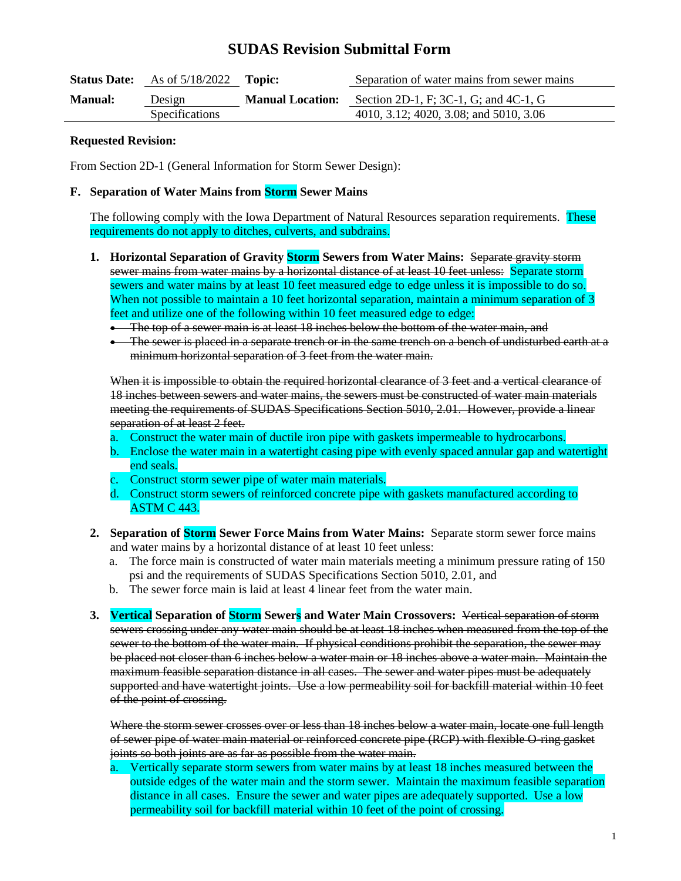# SUDAS Revision Submittal Form

| | | | |
|---|---|---|---|
| **Status Date:** | As of 5/18/2022 | **Topic:** | Separation of water mains from sewer mains |
| **Manual:** | Design<br>Specifications | **Manual Location:** | Section 2D-1, F; 3C-1, G; and 4C-1, G<br>4010, 3.12; 4020, 3.08; and 5010, 3.06 |

**Requested Revision:**

From Section 2D-1 (General Information for Storm Sewer Design):

**F. Separation of Water Mains from Storm Sewer Mains**

The following comply with the Iowa Department of Natural Resources separation requirements. These requirements do not apply to ditches, culverts, and subdrains.

1. **Horizontal Separation of Gravity Storm Sewers from Water Mains:** ~~Separate gravity storm sewer mains from water mains by a horizontal distance of at least 10 feet unless:~~ Separate storm sewers and water mains by at least 10 feet measured edge to edge unless it is impossible to do so. When not possible to maintain a 10 feet horizontal separation, maintain a minimum separation of 3 feet and utilize one of the following within 10 feet measured edge to edge:
   - ~~The top of a sewer main is at least 18 inches below the bottom of the water main, and~~
   - ~~The sewer is placed in a separate trench or in the same trench on a bench of undisturbed earth at a minimum horizontal separation of 3 feet from the water main.~~

   ~~When it is impossible to obtain the required horizontal clearance of 3 feet and a vertical clearance of 18 inches between sewers and water mains, the sewers must be constructed of water main materials meeting the requirements of SUDAS Specifications Section 5010, 2.01. However, provide a linear separation of at least 2 feet.~~

   a. Construct the water main of ductile iron pipe with gaskets impermeable to hydrocarbons.
   b. Enclose the water main in a watertight casing pipe with evenly spaced annular gap and watertight end seals.
   c. Construct storm sewer pipe of water main materials.
   d. Construct storm sewers of reinforced concrete pipe with gaskets manufactured according to ASTM C 443.

2. **Separation of Storm Sewer Force Mains from Water Mains:** Separate storm sewer force mains and water mains by a horizontal distance of at least 10 feet unless:
   a. The force main is constructed of water main materials meeting a minimum pressure rating of 150 psi and the requirements of SUDAS Specifications Section 5010, 2.01, and
   b. The sewer force main is laid at least 4 linear feet from the water main.

3. **Vertical Separation of Storm Sewers and Water Main Crossovers:** ~~Vertical separation of storm sewers crossing under any water main should be at least 18 inches when measured from the top of the sewer to the bottom of the water main. If physical conditions prohibit the separation, the sewer may be placed not closer than 6 inches below a water main or 18 inches above a water main. Maintain the maximum feasible separation distance in all cases. The sewer and water pipes must be adequately supported and have watertight joints. Use a low permeability soil for backfill material within 10 feet of the point of crossing.~~

   ~~Where the storm sewer crosses over or less than 18 inches below a water main, locate one full length of sewer pipe of water main material or reinforced concrete pipe (RCP) with flexible O-ring gasket joints so both joints are as far as possible from the water main.~~

   a. Vertically separate storm sewers from water mains by at least 18 inches measured between the outside edges of the water main and the storm sewer. Maintain the maximum feasible separation distance in all cases. Ensure the sewer and water pipes are adequately supported. Use a low permeability soil for backfill material within 10 feet of the point of crossing.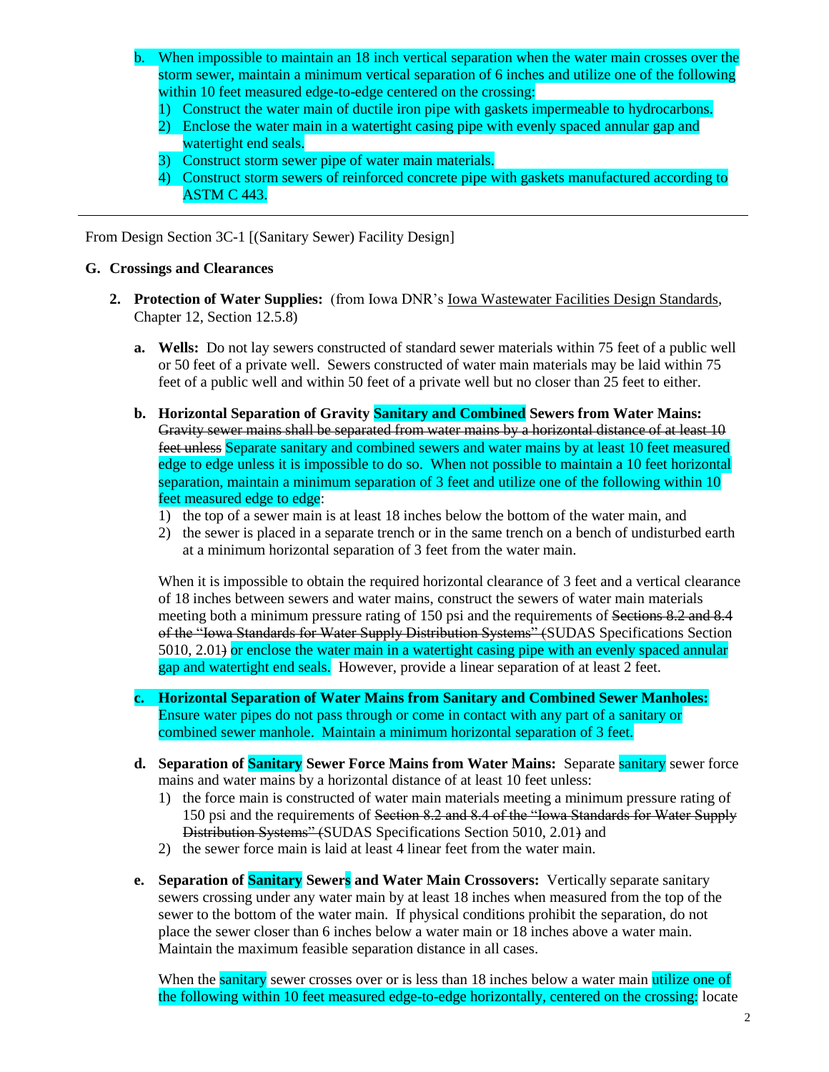b. When impossible to maintain an 18 inch vertical separation when the water main crosses over the storm sewer, maintain a minimum vertical separation of 6 inches and utilize one of the following within 10 feet measured edge-to-edge centered on the crossing:
    1) Construct the water main of ductile iron pipe with gaskets impermeable to hydrocarbons.
    2) Enclose the water main in a watertight casing pipe with evenly spaced annular gap and watertight end seals.
    3) Construct storm sewer pipe of water main materials.
    4) Construct storm sewers of reinforced concrete pipe with gaskets manufactured according to ASTM C 443.

---

From Design Section 3C-1 [(Sanitary Sewer) Facility Design]

**G. Crossings and Clearances**

**2. Protection of Water Supplies:** (from Iowa DNR's Iowa Wastewater Facilities Design Standards, Chapter 12, Section 12.5.8)

**a. Wells:** Do not lay sewers constructed of standard sewer materials within 75 feet of a public well or 50 feet of a private well. Sewers constructed of water main materials may be laid within 75 feet of a public well and within 50 feet of a private well but no closer than 25 feet to either.

**b. Horizontal Separation of Gravity Sanitary and Combined Sewers from Water Mains:** ~~Gravity sewer mains shall be separated from water mains by a horizontal distance of at least 10 feet unless~~ Separate sanitary and combined sewers and water mains by at least 10 feet measured edge to edge unless it is impossible to do so. When not possible to maintain a 10 feet horizontal separation, maintain a minimum separation of 3 feet and utilize one of the following within 10 feet measured edge to edge:

1) the top of a sewer main is at least 18 inches below the bottom of the water main, and
2) the sewer is placed in a separate trench or in the same trench on a bench of undisturbed earth at a minimum horizontal separation of 3 feet from the water main.

When it is impossible to obtain the required horizontal clearance of 3 feet and a vertical clearance of 18 inches between sewers and water mains, construct the sewers of water main materials meeting both a minimum pressure rating of 150 psi and the requirements of ~~Sections 8.2 and 8.4 of the "Iowa Standards for Water Supply Distribution Systems" (~~SUDAS Specifications Section 5010, 2.01~~)~~ or enclose the water main in a watertight casing pipe with an evenly spaced annular gap and watertight end seals. However, provide a linear separation of at least 2 feet.

**c. Horizontal Separation of Water Mains from Sanitary and Combined Sewer Manholes:** Ensure water pipes do not pass through or come in contact with any part of a sanitary or combined sewer manhole. Maintain a minimum horizontal separation of 3 feet.

**d. Separation of Sanitary Sewer Force Mains from Water Mains:** Separate sanitary sewer force mains and water mains by a horizontal distance of at least 10 feet unless:

1) the force main is constructed of water main materials meeting a minimum pressure rating of 150 psi and the requirements of ~~Section 8.2 and 8.4 of the "Iowa Standards for Water Supply Distribution Systems" (~~SUDAS Specifications Section 5010, 2.01~~)~~ and
2) the sewer force main is laid at least 4 linear feet from the water main.

**e. Separation of Sanitary Sewers and Water Main Crossovers:** Vertically separate sanitary sewers crossing under any water main by at least 18 inches when measured from the top of the sewer to the bottom of the water main. If physical conditions prohibit the separation, do not place the sewer closer than 6 inches below a water main or 18 inches above a water main. Maintain the maximum feasible separation distance in all cases.

When the sanitary sewer crosses over or is less than 18 inches below a water main utilize one of the following within 10 feet measured edge-to-edge horizontally, centered on the crossing: locate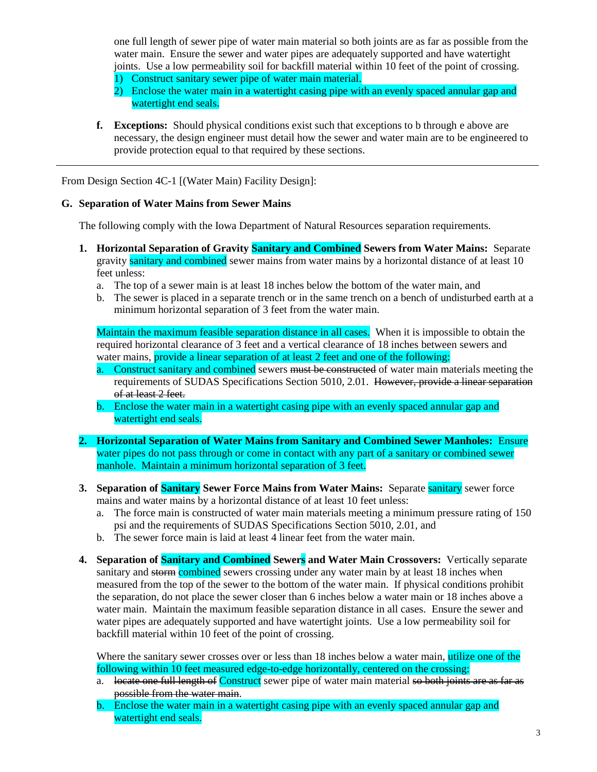one full length of sewer pipe of water main material so both joints are as far as possible from the water main. Ensure the sewer and water pipes are adequately supported and have watertight joints. Use a low permeability soil for backfill material within 10 feet of the point of crossing.

1) Construct sanitary sewer pipe of water main material.
2) Enclose the water main in a watertight casing pipe with an evenly spaced annular gap and watertight end seals.

**f. Exceptions:** Should physical conditions exist such that exceptions to b through e above are necessary, the design engineer must detail how the sewer and water main are to be engineered to provide protection equal to that required by these sections.

---

From Design Section 4C-1 [(Water Main) Facility Design]:

**G. Separation of Water Mains from Sewer Mains**

The following comply with the Iowa Department of Natural Resources separation requirements.

1. **Horizontal Separation of Gravity Sanitary and Combined Sewers from Water Mains:** Separate gravity sanitary and combined sewer mains from water mains by a horizontal distance of at least 10 feet unless:
   a. The top of a sewer main is at least 18 inches below the bottom of the water main, and
   b. The sewer is placed in a separate trench or in the same trench on a bench of undisturbed earth at a minimum horizontal separation of 3 feet from the water main.

   Maintain the maximum feasible separation distance in all cases. When it is impossible to obtain the required horizontal clearance of 3 feet and a vertical clearance of 18 inches between sewers and water mains, provide a linear separation of at least 2 feet and one of the following:
   a. Construct sanitary and combined sewers ~~must be constructed~~ of water main materials meeting the requirements of SUDAS Specifications Section 5010, 2.01. ~~However, provide a linear separation of at least 2 feet.~~
   b. Enclose the water main in a watertight casing pipe with an evenly spaced annular gap and watertight end seals.

2. **Horizontal Separation of Water Mains from Sanitary and Combined Sewer Manholes:** Ensure water pipes do not pass through or come in contact with any part of a sanitary or combined sewer manhole. Maintain a minimum horizontal separation of 3 feet.

3. **Separation of Sanitary Sewer Force Mains from Water Mains:** Separate sanitary sewer force mains and water mains by a horizontal distance of at least 10 feet unless:
   a. The force main is constructed of water main materials meeting a minimum pressure rating of 150 psi and the requirements of SUDAS Specifications Section 5010, 2.01, and
   b. The sewer force main is laid at least 4 linear feet from the water main.

4. **Separation of Sanitary and Combined Sewers and Water Main Crossovers:** Vertically separate sanitary and ~~storm~~ combined sewers crossing under any water main by at least 18 inches when measured from the top of the sewer to the bottom of the water main. If physical conditions prohibit the separation, do not place the sewer closer than 6 inches below a water main or 18 inches above a water main. Maintain the maximum feasible separation distance in all cases. Ensure the sewer and water pipes are adequately supported and have watertight joints. Use a low permeability soil for backfill material within 10 feet of the point of crossing.

   Where the sanitary sewer crosses over or less than 18 inches below a water main, utilize one of the following within 10 feet measured edge-to-edge horizontally, centered on the crossing:
   a. ~~locate one full length of~~ Construct sewer pipe of water main material ~~so both joints are as far as possible from the water main~~.
   b. Enclose the water main in a watertight casing pipe with an evenly spaced annular gap and watertight end seals.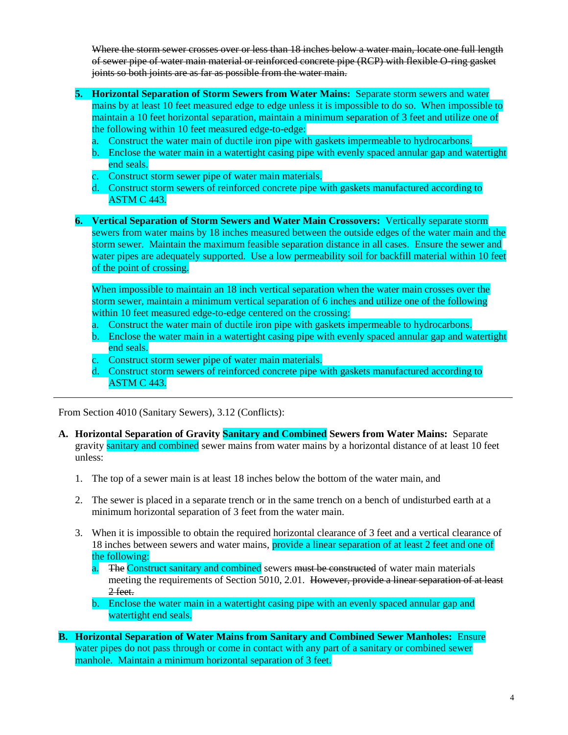~~Where the storm sewer crosses over or less than 18 inches below a water main, locate one full length of sewer pipe of water main material or reinforced concrete pipe (RCP) with flexible O-ring gasket joints so both joints are as far as possible from the water main.~~

5. **Horizontal Separation of Storm Sewers from Water Mains:** Separate storm sewers and water mains by at least 10 feet measured edge to edge unless it is impossible to do so. When impossible to maintain a 10 feet horizontal separation, maintain a minimum separation of 3 feet and utilize one of the following within 10 feet measured edge-to-edge:
   a. Construct the water main of ductile iron pipe with gaskets impermeable to hydrocarbons.
   b. Enclose the water main in a watertight casing pipe with evenly spaced annular gap and watertight end seals.
   c. Construct storm sewer pipe of water main materials.
   d. Construct storm sewers of reinforced concrete pipe with gaskets manufactured according to ASTM C 443.

6. **Vertical Separation of Storm Sewers and Water Main Crossovers:** Vertically separate storm sewers from water mains by 18 inches measured between the outside edges of the water main and the storm sewer. Maintain the maximum feasible separation distance in all cases. Ensure the sewer and water pipes are adequately supported. Use a low permeability soil for backfill material within 10 feet of the point of crossing.

   When impossible to maintain an 18 inch vertical separation when the water main crosses over the storm sewer, maintain a minimum vertical separation of 6 inches and utilize one of the following within 10 feet measured edge-to-edge centered on the crossing:
   a. Construct the water main of ductile iron pipe with gaskets impermeable to hydrocarbons.
   b. Enclose the water main in a watertight casing pipe with evenly spaced annular gap and watertight end seals.
   c. Construct storm sewer pipe of water main materials.
   d. Construct storm sewers of reinforced concrete pipe with gaskets manufactured according to ASTM C 443.

---

From Section 4010 (Sanitary Sewers), 3.12 (Conflicts):

**A. Horizontal Separation of Gravity Sanitary and Combined Sewers from Water Mains:** Separate gravity sanitary and combined sewer mains from water mains by a horizontal distance of at least 10 feet unless:

1. The top of a sewer main is at least 18 inches below the bottom of the water main, and

2. The sewer is placed in a separate trench or in the same trench on a bench of undisturbed earth at a minimum horizontal separation of 3 feet from the water main.

3. When it is impossible to obtain the required horizontal clearance of 3 feet and a vertical clearance of 18 inches between sewers and water mains, provide a linear separation of at least 2 feet and one of the following:
   a. ~~The~~ Construct sanitary and combined sewers ~~must be constructed~~ of water main materials meeting the requirements of Section 5010, 2.01. ~~However, provide a linear separation of at least 2 feet.~~
   b. Enclose the water main in a watertight casing pipe with an evenly spaced annular gap and watertight end seals.

**B. Horizontal Separation of Water Mains from Sanitary and Combined Sewer Manholes:** Ensure water pipes do not pass through or come in contact with any part of a sanitary or combined sewer manhole. Maintain a minimum horizontal separation of 3 feet.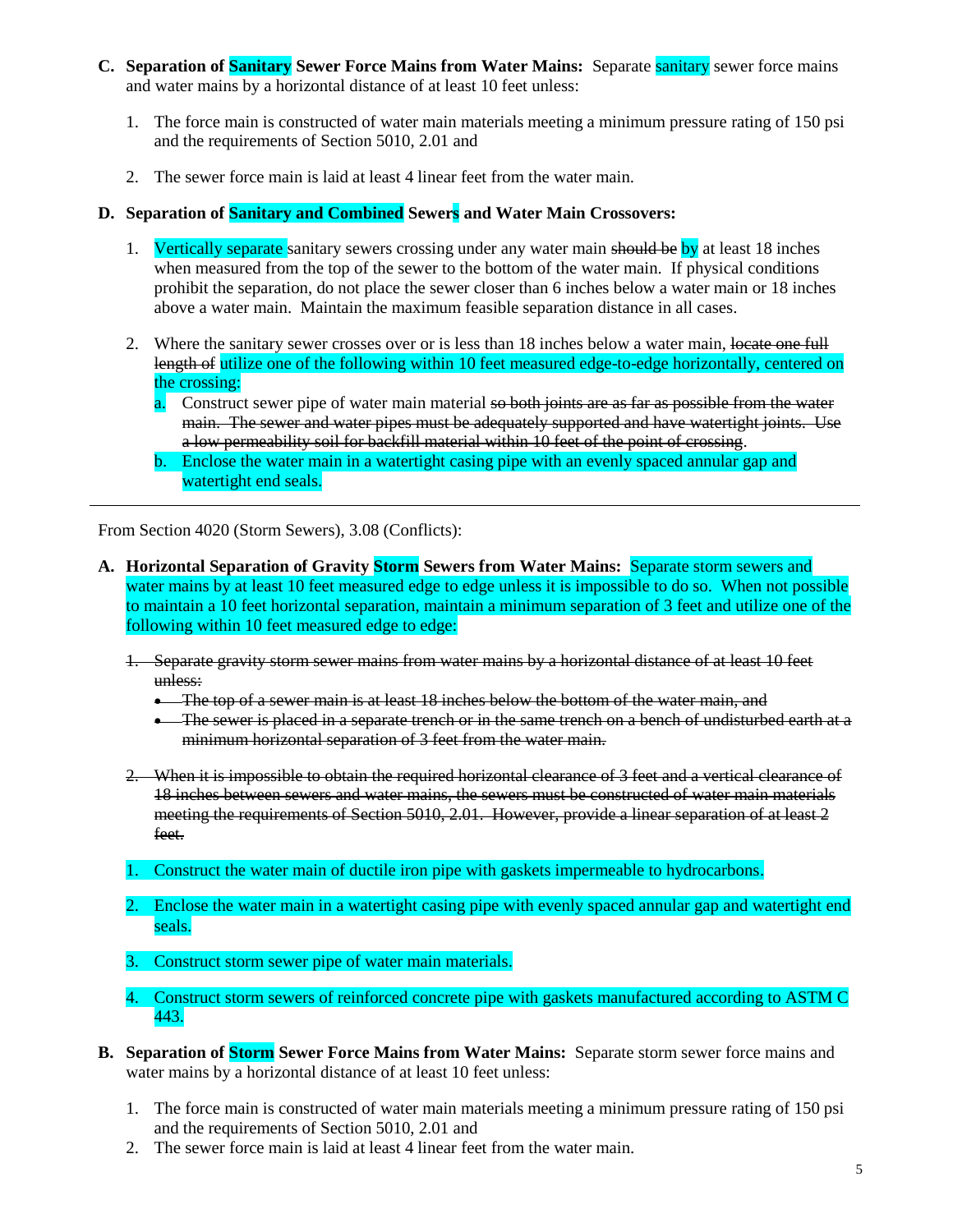**C. Separation of Sanitary Sewer Force Mains from Water Mains:** Separate sanitary sewer force mains and water mains by a horizontal distance of at least 10 feet unless:

1. The force main is constructed of water main materials meeting a minimum pressure rating of 150 psi and the requirements of Section 5010, 2.01 and
2. The sewer force main is laid at least 4 linear feet from the water main.

**D. Separation of Sanitary and Combined Sewers and Water Main Crossovers:**

1. Vertically separate sanitary sewers crossing under any water main ~~should be~~ by at least 18 inches when measured from the top of the sewer to the bottom of the water main. If physical conditions prohibit the separation, do not place the sewer closer than 6 inches below a water main or 18 inches above a water main. Maintain the maximum feasible separation distance in all cases.
2. Where the sanitary sewer crosses over or is less than 18 inches below a water main, ~~locate one full length of~~ utilize one of the following within 10 feet measured edge-to-edge horizontally, centered on the crossing:
   a. Construct sewer pipe of water main material ~~so both joints are as far as possible from the water main. The sewer and water pipes must be adequately supported and have watertight joints. Use a low permeability soil for backfill material within 10 feet of the point of crossing~~.
   b. Enclose the water main in a watertight casing pipe with an evenly spaced annular gap and watertight end seals.

---

From Section 4020 (Storm Sewers), 3.08 (Conflicts):

**A. Horizontal Separation of Gravity Storm Sewers from Water Mains:** Separate storm sewers and water mains by at least 10 feet measured edge to edge unless it is impossible to do so. When not possible to maintain a 10 feet horizontal separation, maintain a minimum separation of 3 feet and utilize one of the following within 10 feet measured edge to edge:

~~1. Separate gravity storm sewer mains from water mains by a horizontal distance of at least 10 feet unless:~~
   - ~~The top of a sewer main is at least 18 inches below the bottom of the water main, and~~
   - ~~The sewer is placed in a separate trench or in the same trench on a bench of undisturbed earth at a minimum horizontal separation of 3 feet from the water main.~~

~~2. When it is impossible to obtain the required horizontal clearance of 3 feet and a vertical clearance of 18 inches between sewers and water mains, the sewers must be constructed of water main materials meeting the requirements of Section 5010, 2.01. However, provide a linear separation of at least 2 feet.~~

1. Construct the water main of ductile iron pipe with gaskets impermeable to hydrocarbons.
2. Enclose the water main in a watertight casing pipe with evenly spaced annular gap and watertight end seals.
3. Construct storm sewer pipe of water main materials.
4. Construct storm sewers of reinforced concrete pipe with gaskets manufactured according to ASTM C 443.

**B. Separation of Storm Sewer Force Mains from Water Mains:** Separate storm sewer force mains and water mains by a horizontal distance of at least 10 feet unless:

1. The force main is constructed of water main materials meeting a minimum pressure rating of 150 psi and the requirements of Section 5010, 2.01 and
2. The sewer force main is laid at least 4 linear feet from the water main.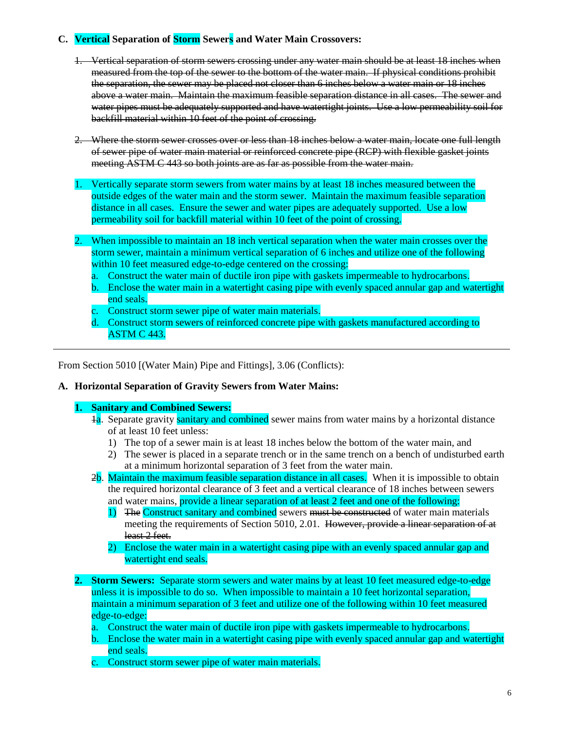**C. Vertical Separation of Storm Sewers and Water Main Crossovers:**

1. ~~Vertical separation of storm sewers crossing under any water main should be at least 18 inches when measured from the top of the sewer to the bottom of the water main. If physical conditions prohibit the separation, the sewer may be placed not closer than 6 inches below a water main or 18 inches above a water main. Maintain the maximum feasible separation distance in all cases. The sewer and water pipes must be adequately supported and have watertight joints. Use a low permeability soil for backfill material within 10 feet of the point of crossing.~~

2. ~~Where the storm sewer crosses over or less than 18 inches below a water main, locate one full length of sewer pipe of water main material or reinforced concrete pipe (RCP) with flexible gasket joints meeting ASTM C 443 so both joints are as far as possible from the water main.~~

1. Vertically separate storm sewers from water mains by at least 18 inches measured between the outside edges of the water main and the storm sewer. Maintain the maximum feasible separation distance in all cases. Ensure the sewer and water pipes are adequately supported. Use a low permeability soil for backfill material within 10 feet of the point of crossing.

2. When impossible to maintain an 18 inch vertical separation when the water main crosses over the storm sewer, maintain a minimum vertical separation of 6 inches and utilize one of the following within 10 feet measured edge-to-edge centered on the crossing:
   a. Construct the water main of ductile iron pipe with gaskets impermeable to hydrocarbons.
   b. Enclose the water main in a watertight casing pipe with evenly spaced annular gap and watertight end seals.
   c. Construct storm sewer pipe of water main materials.
   d. Construct storm sewers of reinforced concrete pipe with gaskets manufactured according to ASTM C 443.

---

From Section 5010 [(Water Main) Pipe and Fittings], 3.06 (Conflicts):

**A. Horizontal Separation of Gravity Sewers from Water Mains:**

**1. Sanitary and Combined Sewers:**

~~1~~a. Separate gravity sanitary and combined sewer mains from water mains by a horizontal distance of at least 10 feet unless:
   1) The top of a sewer main is at least 18 inches below the bottom of the water main, and
   2) The sewer is placed in a separate trench or in the same trench on a bench of undisturbed earth at a minimum horizontal separation of 3 feet from the water main.

~~2~~b. Maintain the maximum feasible separation distance in all cases. When it is impossible to obtain the required horizontal clearance of 3 feet and a vertical clearance of 18 inches between sewers and water mains, provide a linear separation of at least 2 feet and one of the following:
   1) ~~The~~ Construct sanitary and combined sewers ~~must be constructed~~ of water main materials meeting the requirements of Section 5010, 2.01. ~~However, provide a linear separation of at least 2 feet.~~
   2) Enclose the water main in a watertight casing pipe with an evenly spaced annular gap and watertight end seals.

**2. Storm Sewers:** Separate storm sewers and water mains by at least 10 feet measured edge-to-edge unless it is impossible to do so. When impossible to maintain a 10 feet horizontal separation, maintain a minimum separation of 3 feet and utilize one of the following within 10 feet measured edge-to-edge:
   a. Construct the water main of ductile iron pipe with gaskets impermeable to hydrocarbons.
   b. Enclose the water main in a watertight casing pipe with evenly spaced annular gap and watertight end seals.
   c. Construct storm sewer pipe of water main materials.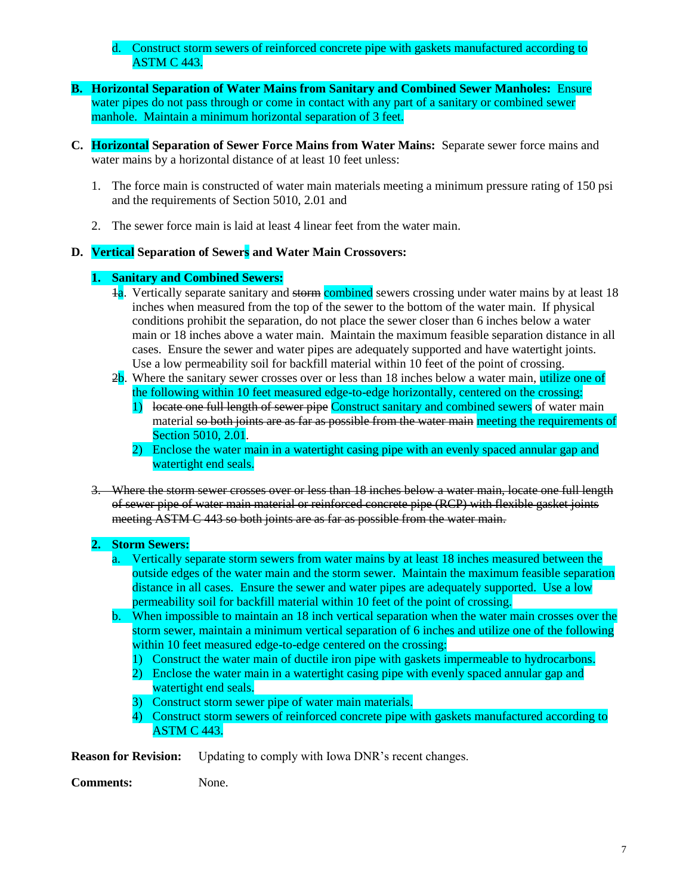d. Construct storm sewers of reinforced concrete pipe with gaskets manufactured according to ASTM C 443.

**B. Horizontal Separation of Water Mains from Sanitary and Combined Sewer Manholes:** Ensure water pipes do not pass through or come in contact with any part of a sanitary or combined sewer manhole. Maintain a minimum horizontal separation of 3 feet.

**C. Horizontal Separation of Sewer Force Mains from Water Mains:** Separate sewer force mains and water mains by a horizontal distance of at least 10 feet unless:

1. The force main is constructed of water main materials meeting a minimum pressure rating of 150 psi and the requirements of Section 5010, 2.01 and
2. The sewer force main is laid at least 4 linear feet from the water main.

**D. Vertical Separation of Sewers and Water Main Crossovers:**

**1. Sanitary and Combined Sewers:**

~~1~~a. Vertically separate sanitary and ~~storm~~ combined sewers crossing under water mains by at least 18 inches when measured from the top of the sewer to the bottom of the water main. If physical conditions prohibit the separation, do not place the sewer closer than 6 inches below a water main or 18 inches above a water main. Maintain the maximum feasible separation distance in all cases. Ensure the sewer and water pipes are adequately supported and have watertight joints. Use a low permeability soil for backfill material within 10 feet of the point of crossing.

~~2~~b. Where the sanitary sewer crosses over or less than 18 inches below a water main, utilize one of the following within 10 feet measured edge-to-edge horizontally, centered on the crossing:

1) ~~locate one full length of sewer pipe~~ Construct sanitary and combined sewers of water main material ~~so both joints are as far as possible from the water main~~ meeting the requirements of Section 5010, 2.01.
2) Enclose the water main in a watertight casing pipe with an evenly spaced annular gap and watertight end seals.

~~3. Where the storm sewer crosses over or less than 18 inches below a water main, locate one full length of sewer pipe of water main material or reinforced concrete pipe (RCP) with flexible gasket joints meeting ASTM C 443 so both joints are as far as possible from the water main.~~

**2. Storm Sewers:**

a. Vertically separate storm sewers from water mains by at least 18 inches measured between the outside edges of the water main and the storm sewer. Maintain the maximum feasible separation distance in all cases. Ensure the sewer and water pipes are adequately supported. Use a low permeability soil for backfill material within 10 feet of the point of crossing.

b. When impossible to maintain an 18 inch vertical separation when the water main crosses over the storm sewer, maintain a minimum vertical separation of 6 inches and utilize one of the following within 10 feet measured edge-to-edge centered on the crossing:

1) Construct the water main of ductile iron pipe with gaskets impermeable to hydrocarbons.
2) Enclose the water main in a watertight casing pipe with evenly spaced annular gap and watertight end seals.
3) Construct storm sewer pipe of water main materials.
4) Construct storm sewers of reinforced concrete pipe with gaskets manufactured according to ASTM C 443.

**Reason for Revision:** Updating to comply with Iowa DNR's recent changes.

**Comments:** None.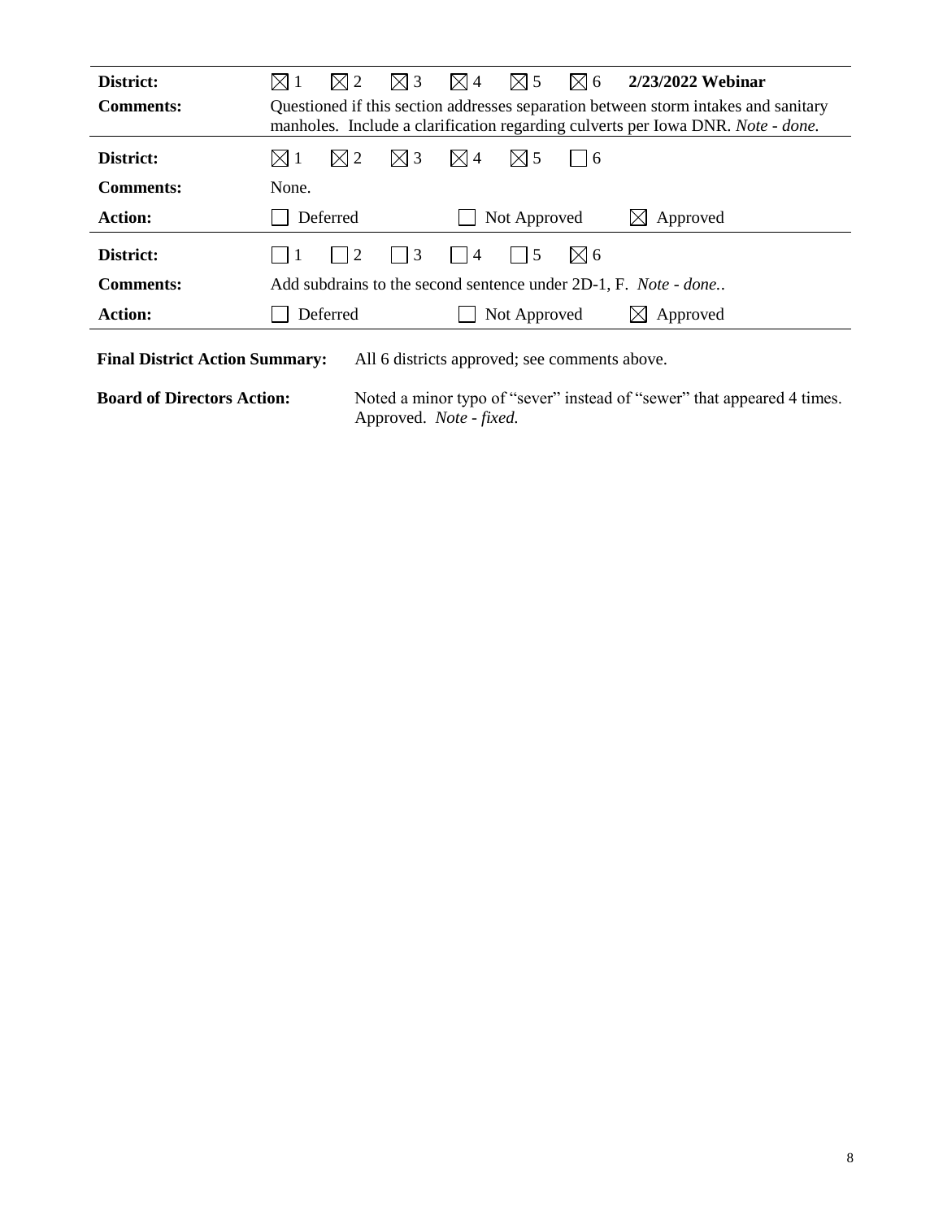| | |
|---|---|
| **District:** | ☒ 1 ☒ 2 ☒ 3 ☒ 4 ☒ 5 ☒ 6 **2/23/2022 Webinar** |
| **Comments:** | Questioned if this section addresses separation between storm intakes and sanitary manholes. Include a clarification regarding culverts per Iowa DNR. *Note - done.* |

| | |
|---|---|
| **District:** | ☒ 1 ☒ 2 ☒ 3 ☒ 4 ☒ 5 ☐ 6 |
| **Comments:** | None. |
| **Action:** | ☐ Deferred ☐ Not Approved ☒ Approved |

| | |
|---|---|
| **District:** | ☐ 1 ☐ 2 ☐ 3 ☐ 4 ☐ 5 ☒ 6 |
| **Comments:** | Add subdrains to the second sentence under 2D-1, F. *Note - done..* |
| **Action:** | ☐ Deferred ☐ Not Approved ☒ Approved |

**Final District Action Summary:** All 6 districts approved; see comments above.

**Board of Directors Action:** Noted a minor typo of "sever" instead of "sewer" that appeared 4 times. Approved. *Note - fixed.*